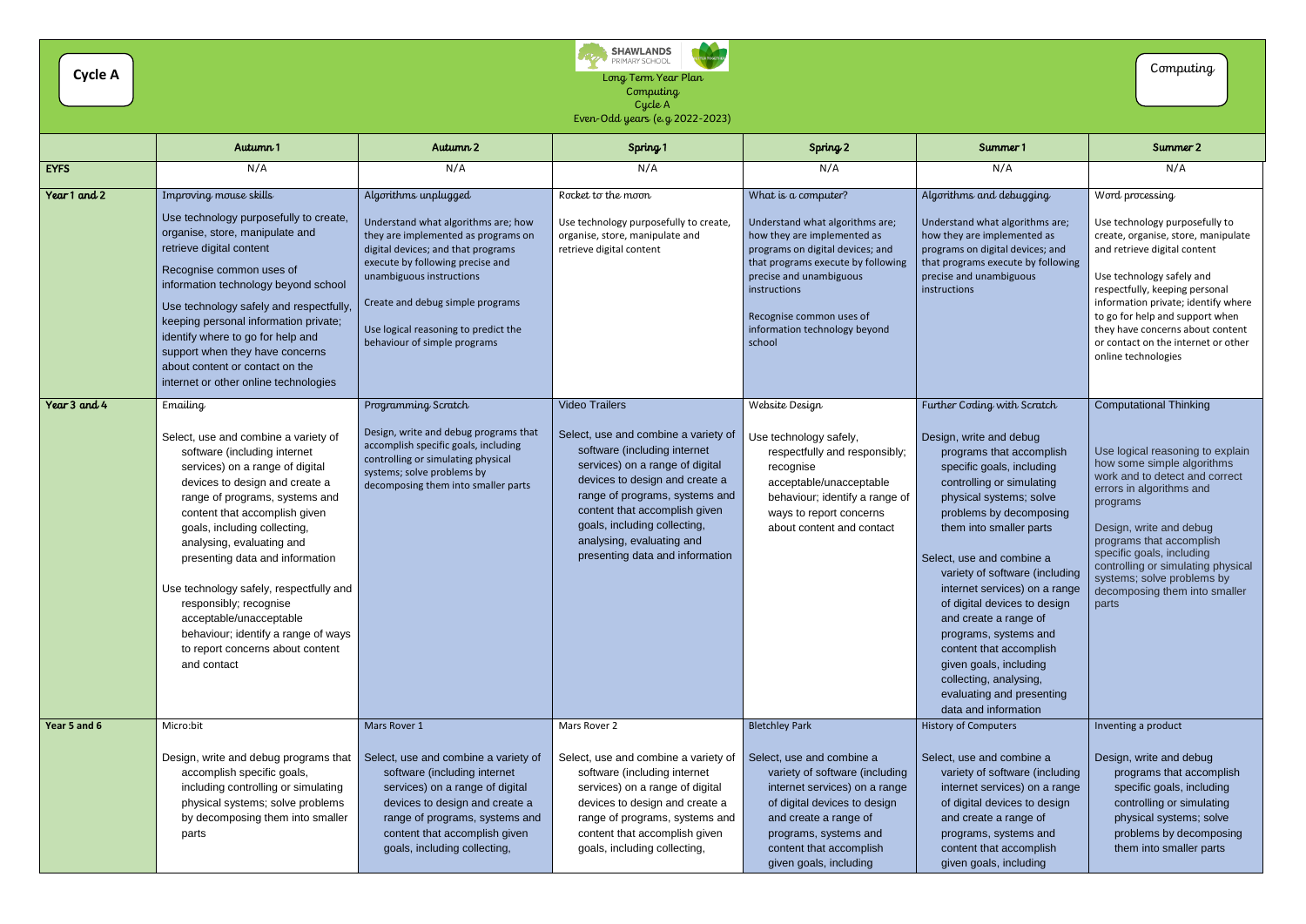**Cycle A**

SHAWLANDS PRIMARY SCHOOL

Long Term Year Plan
Computing
Cycle A
Even-Odd years (e.g 2022-2023)

**Computing**

| | Autumn 1 | Autumn 2 | Spring 1 | Spring 2 | Summer 1 | Summer 2 |
|---|---|---|---|---|---|---|
| **EYFS** | N/A | N/A | N/A | N/A | N/A | N/A |
| **Year 1 and 2** | Improving mouse skills<br><br>Use technology purposefully to create, organise, store, manipulate and retrieve digital content<br><br>Recognise common uses of information technology beyond school<br><br>Use technology safely and respectfully, keeping personal information private; identify where to go for help and support when they have concerns about content or contact on the internet or other online technologies | Algorithms unplugged<br><br>Understand what algorithms are; how they are implemented as programs on digital devices; and that programs execute by following precise and unambiguous instructions<br><br>Create and debug simple programs<br><br>Use logical reasoning to predict the behaviour of simple programs | Rocket to the moon<br><br>Use technology purposefully to create, organise, store, manipulate and retrieve digital content | What is a computer?<br><br>Understand what algorithms are; how they are implemented as programs on digital devices; and that programs execute by following precise and unambiguous instructions<br><br>Recognise common uses of information technology beyond school | Algorithms and debugging<br><br>Understand what algorithms are; how they are implemented as programs on digital devices; and that programs execute by following precise and unambiguous instructions | Word processing<br><br>Use technology purposefully to create, organise, store, manipulate and retrieve digital content<br><br>Use technology safely and respectfully, keeping personal information private; identify where to go for help and support when they have concerns about content or contact on the internet or other online technologies |
| **Year 3 and 4** | Emailing<br><br>Select, use and combine a variety of software (including internet services) on a range of digital devices to design and create a range of programs, systems and content that accomplish given goals, including collecting, analysing, evaluating and presenting data and information<br><br>Use technology safely, respectfully and responsibly; recognise acceptable/unacceptable behaviour; identify a range of ways to report concerns about content and contact | Programming Scratch<br><br>Design, write and debug programs that accomplish specific goals, including controlling or simulating physical systems; solve problems by decomposing them into smaller parts | Video Trailers<br><br>Select, use and combine a variety of software (including internet services) on a range of digital devices to design and create a range of programs, systems and content that accomplish given goals, including collecting, analysing, evaluating and presenting data and information | Website Design<br><br>Use technology safely, respectfully and responsibly; recognise acceptable/unacceptable behaviour; identify a range of ways to report concerns about content and contact | Further Coding with Scratch<br><br>Design, write and debug programs that accomplish specific goals, including controlling or simulating physical systems; solve problems by decomposing them into smaller parts<br><br>Select, use and combine a variety of software (including internet services) on a range of digital devices to design and create a range of programs, systems and content that accomplish given goals, including collecting, analysing, evaluating and presenting data and information | Computational Thinking<br><br>Use logical reasoning to explain how some simple algorithms work and to detect and correct errors in algorithms and programs<br><br>Design, write and debug programs that accomplish specific goals, including controlling or simulating physical systems; solve problems by decomposing them into smaller parts |
| **Year 5 and 6** | Micro:bit<br><br>Design, write and debug programs that accomplish specific goals, including controlling or simulating physical systems; solve problems by decomposing them into smaller parts | Mars Rover 1<br><br>Select, use and combine a variety of software (including internet services) on a range of digital devices to design and create a range of programs, systems and content that accomplish given goals, including collecting, | Mars Rover 2<br><br>Select, use and combine a variety of software (including internet services) on a range of digital devices to design and create a range of programs, systems and content that accomplish given goals, including collecting, | Bletchley Park<br><br>Select, use and combine a variety of software (including internet services) on a range of digital devices to design and create a range of programs, systems and content that accomplish given goals, including | History of Computers<br><br>Select, use and combine a variety of software (including internet services) on a range of digital devices to design and create a range of programs, systems and content that accomplish given goals, including | Inventing a product<br><br>Design, write and debug programs that accomplish specific goals, including controlling or simulating physical systems; solve problems by decomposing them into smaller parts |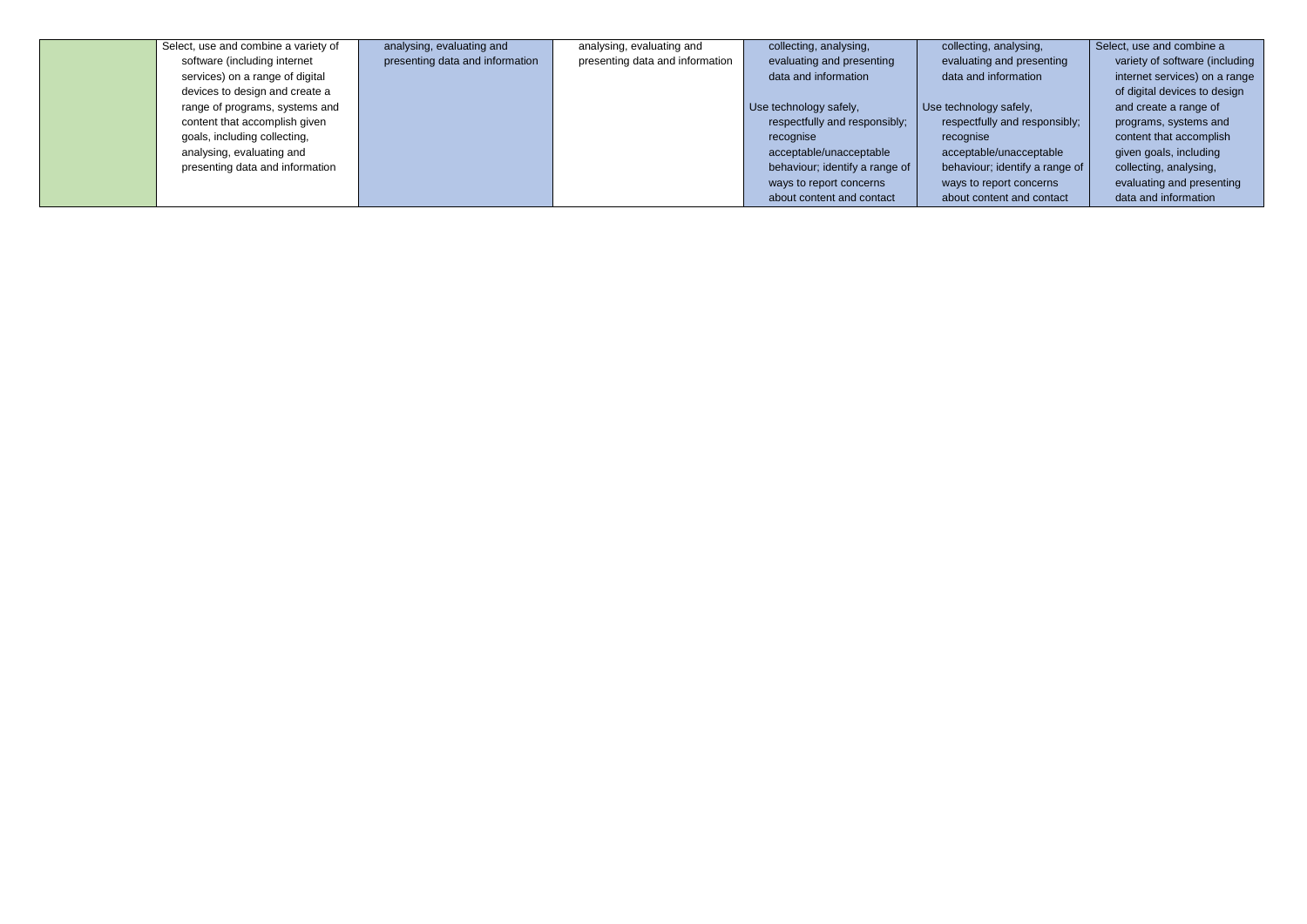| | | | | | | |
|---|---|---|---|---|---|---|
| | Select, use and combine a variety of software (including internet services) on a range of digital devices to design and create a range of programs, systems and content that accomplish given goals, including collecting, analysing, evaluating and presenting data and information | analysing, evaluating and presenting data and information | analysing, evaluating and presenting data and information | collecting, analysing, evaluating and presenting data and information<br><br>Use technology safely, respectfully and responsibly; recognise acceptable/unacceptable behaviour; identify a range of ways to report concerns about content and contact | collecting, analysing, evaluating and presenting data and information<br><br>Use technology safely, respectfully and responsibly; recognise acceptable/unacceptable behaviour; identify a range of ways to report concerns about content and contact | Select, use and combine a variety of software (including internet services) on a range of digital devices to design and create a range of programs, systems and content that accomplish given goals, including collecting, analysing, evaluating and presenting data and information |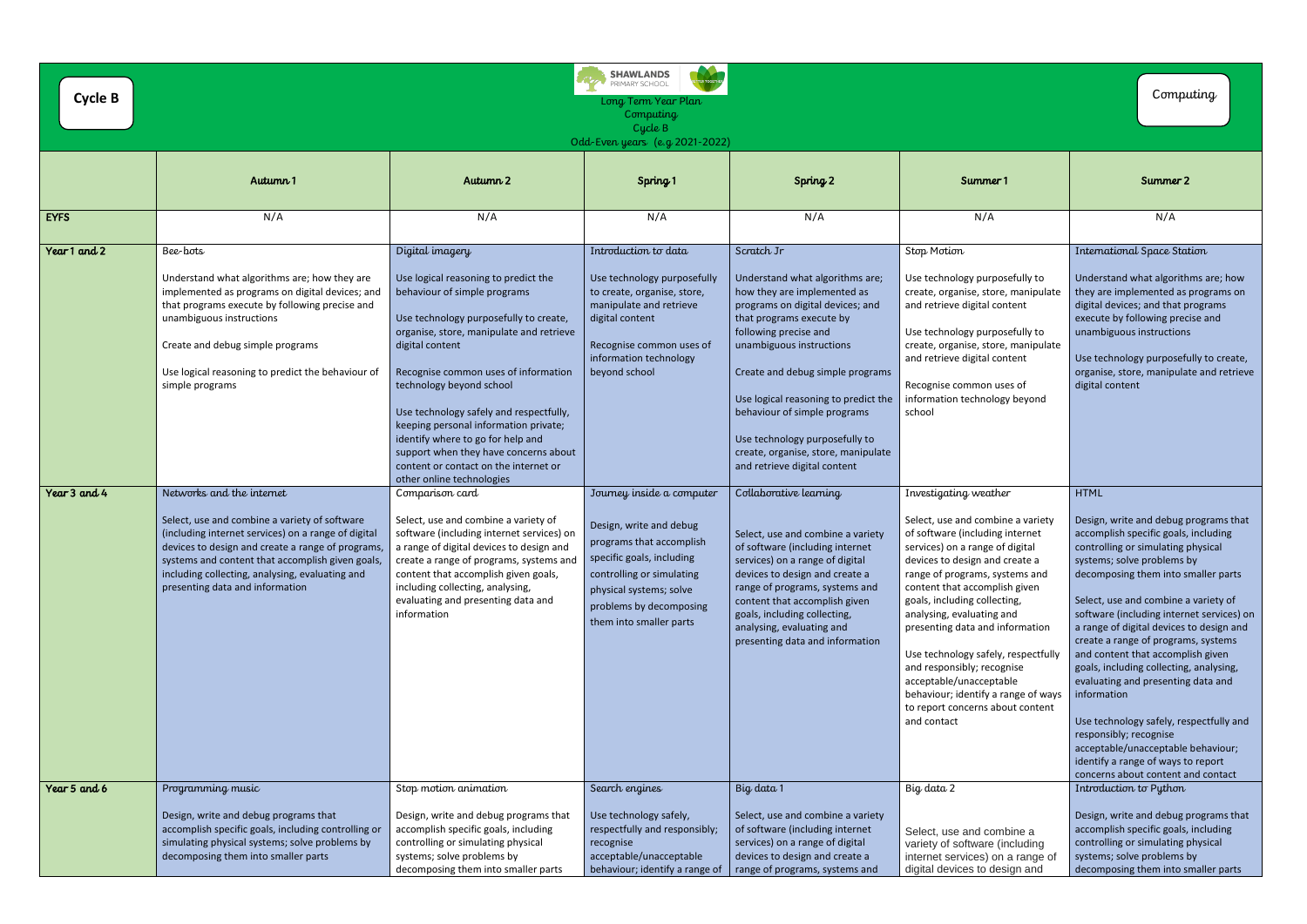**Cycle B**

SHAWLANDS PRIMARY SCHOOL

Long Term Year Plan
Computing
Cycle B
Odd-Even years (e.g 2021-2022)

Computing

| | Autumn 1 | Autumn 2 | Spring 1 | Spring 2 | Summer 1 | Summer 2 |
|---|---|---|---|---|---|---|
| **EYFS** | N/A | N/A | N/A | N/A | N/A | N/A |
| **Year 1 and 2** | Bee-bots<br><br>Understand what algorithms are; how they are implemented as programs on digital devices; and that programs execute by following precise and unambiguous instructions<br><br>Create and debug simple programs<br><br>Use logical reasoning to predict the behaviour of simple programs | Digital imagery<br><br>Use logical reasoning to predict the behaviour of simple programs<br><br>Use technology purposefully to create, organise, store, manipulate and retrieve digital content<br><br>Recognise common uses of information technology beyond school<br><br>Use technology safely and respectfully, keeping personal information private; identify where to go for help and support when they have concerns about content or contact on the internet or other online technologies | Introduction to data<br><br>Use technology purposefully to create, organise, store, manipulate and retrieve digital content<br><br>Recognise common uses of information technology beyond school | Scratch Jr<br><br>Understand what algorithms are; how they are implemented as programs on digital devices; and that programs execute by following precise and unambiguous instructions<br><br>Create and debug simple programs<br><br>Use logical reasoning to predict the behaviour of simple programs<br><br>Use technology purposefully to create, organise, store, manipulate and retrieve digital content | Stop Motion<br><br>Use technology purposefully to create, organise, store, manipulate and retrieve digital content<br><br>Use technology purposefully to create, organise, store, manipulate and retrieve digital content<br><br>Recognise common uses of information technology beyond school | International Space Station<br><br>Understand what algorithms are; how they are implemented as programs on digital devices; and that programs execute by following precise and unambiguous instructions<br><br>Use technology purposefully to create, organise, store, manipulate and retrieve digital content |
| **Year 3 and 4** | Networks and the internet<br><br>Select, use and combine a variety of software (including internet services) on a range of digital devices to design and create a range of programs, systems and content that accomplish given goals, including collecting, analysing, evaluating and presenting data and information | Comparison card<br><br>Select, use and combine a variety of software (including internet services) on a range of digital devices to design and create a range of programs, systems and content that accomplish given goals, including collecting, analysing, evaluating and presenting data and information | Journey inside a computer<br><br>Design, write and debug programs that accomplish specific goals, including controlling or simulating physical systems; solve problems by decomposing them into smaller parts | Collaborative learning<br><br>Select, use and combine a variety of software (including internet services) on a range of digital devices to design and create a range of programs, systems and content that accomplish given goals, including collecting, analysing, evaluating and presenting data and information | Investigating weather<br><br>Select, use and combine a variety of software (including internet services) on a range of digital devices to design and create a range of programs, systems and content that accomplish given goals, including collecting, analysing, evaluating and presenting data and information<br><br>Use technology safely, respectfully and responsibly; recognise acceptable/unacceptable behaviour; identify a range of ways to report concerns about content and contact | HTML<br><br>Design, write and debug programs that accomplish specific goals, including controlling or simulating physical systems; solve problems by decomposing them into smaller parts<br><br>Select, use and combine a variety of software (including internet services) on a range of digital devices to design and create a range of programs, systems and content that accomplish given goals, including collecting, analysing, evaluating and presenting data and information<br><br>Use technology safely, respectfully and responsibly; recognise acceptable/unacceptable behaviour; identify a range of ways to report concerns about content and contact |
| **Year 5 and 6** | Programming music<br><br>Design, write and debug programs that accomplish specific goals, including controlling or simulating physical systems; solve problems by decomposing them into smaller parts | Stop motion animation<br><br>Design, write and debug programs that accomplish specific goals, including controlling or simulating physical systems; solve problems by decomposing them into smaller parts | Search engines<br><br>Use technology safely, respectfully and responsibly; recognise acceptable/unacceptable behaviour; identify a range of | Big data 1<br><br>Select, use and combine a variety of software (including internet services) on a range of digital devices to design and create a range of programs, systems and | Big data 2<br><br>Select, use and combine a variety of software (including internet services) on a range of digital devices to design and | Introduction to Python<br><br>Design, write and debug programs that accomplish specific goals, including controlling or simulating physical systems; solve problems by decomposing them into smaller parts |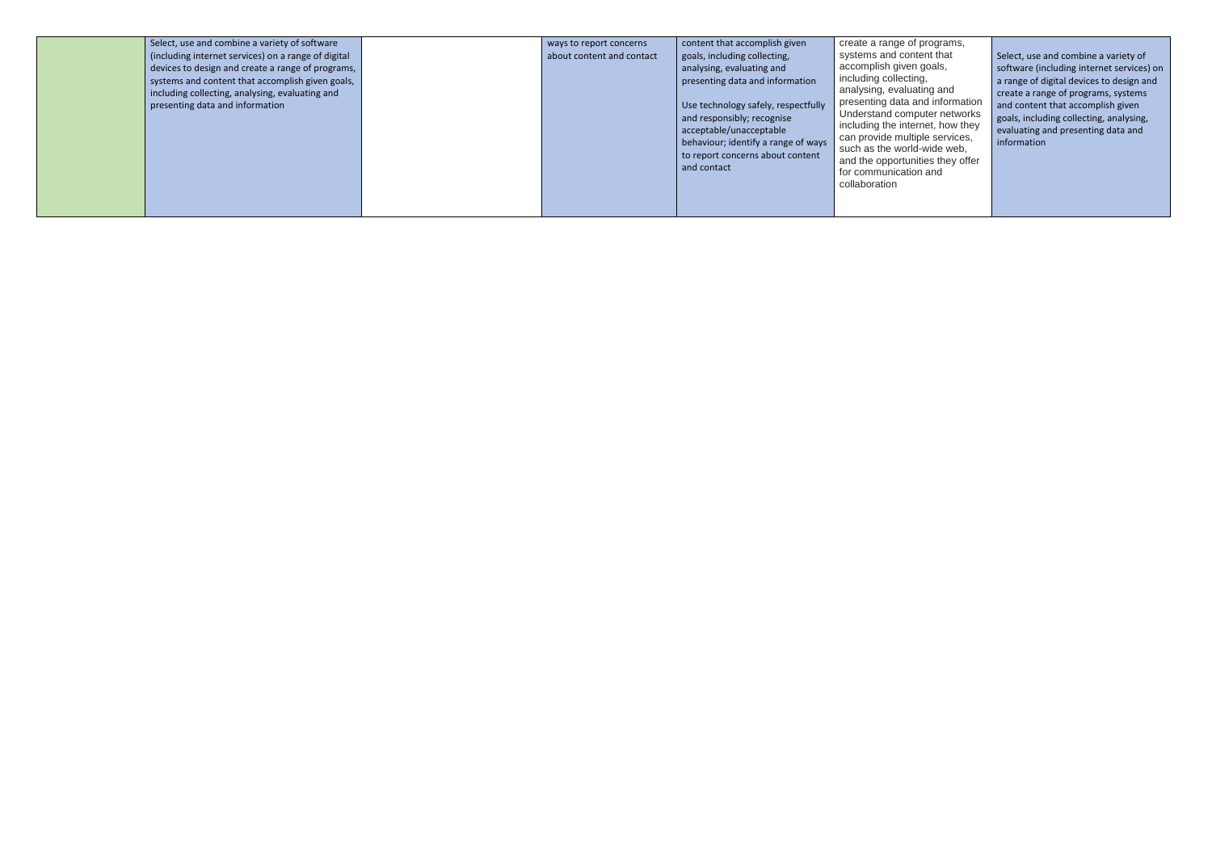| | | | | | | |
|---|---|---|---|---|---|---|
| | Select, use and combine a variety of software (including internet services) on a range of digital devices to design and create a range of programs, systems and content that accomplish given goals, including collecting, analysing, evaluating and presenting data and information | | ways to report concerns about content and contact | content that accomplish given goals, including collecting, analysing, evaluating and presenting data and information<br><br>Use technology safely, respectfully and responsibly; recognise acceptable/unacceptable behaviour; identify a range of ways to report concerns about content and contact | create a range of programs, systems and content that accomplish given goals, including collecting, analysing, evaluating and presenting data and information<br>Understand computer networks including the internet, how they can provide multiple services, such as the world-wide web, and the opportunities they offer for communication and collaboration | Select, use and combine a variety of software (including internet services) on a range of digital devices to design and create a range of programs, systems and content that accomplish given goals, including collecting, analysing, evaluating and presenting data and information |